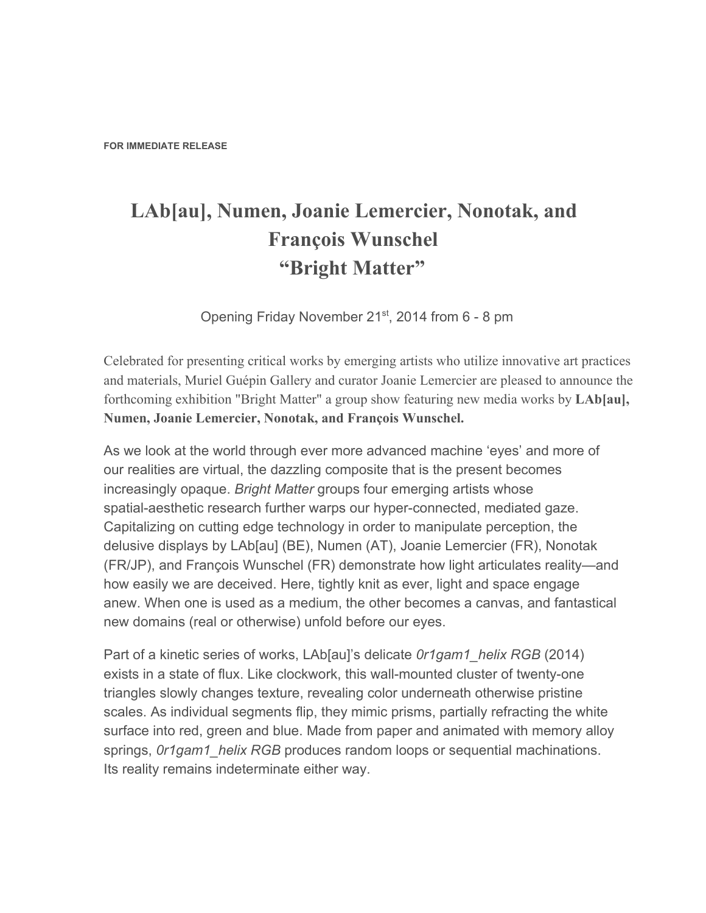**FOR IMMEDIATE RELEASE**

# LAb[au], Numen, Joanie Lemercier, Nonotak, and François Wunschel
# "Bright Matter"

Opening Friday November 21st, 2014 from 6 - 8 pm

Celebrated for presenting critical works by emerging artists who utilize innovative art practices and materials, Muriel Guépin Gallery and curator Joanie Lemercier are pleased to announce the forthcoming exhibition "Bright Matter" a group show featuring new media works by **LAb[au], Numen, Joanie Lemercier, Nonotak, and François Wunschel.**

As we look at the world through ever more advanced machine 'eyes' and more of our realities are virtual, the dazzling composite that is the present becomes increasingly opaque. *Bright Matter* groups four emerging artists whose spatial-aesthetic research further warps our hyper-connected, mediated gaze. Capitalizing on cutting edge technology in order to manipulate perception, the delusive displays by LAb[au] (BE), Numen (AT), Joanie Lemercier (FR), Nonotak (FR/JP), and François Wunschel (FR) demonstrate how light articulates reality—and how easily we are deceived. Here, tightly knit as ever, light and space engage anew. When one is used as a medium, the other becomes a canvas, and fantastical new domains (real or otherwise) unfold before our eyes.

Part of a kinetic series of works, LAb[au]'s delicate *0r1gam1_helix RGB* (2014) exists in a state of flux. Like clockwork, this wall-mounted cluster of twenty-one triangles slowly changes texture, revealing color underneath otherwise pristine scales. As individual segments flip, they mimic prisms, partially refracting the white surface into red, green and blue. Made from paper and animated with memory alloy springs, *0r1gam1_helix RGB* produces random loops or sequential machinations. Its reality remains indeterminate either way.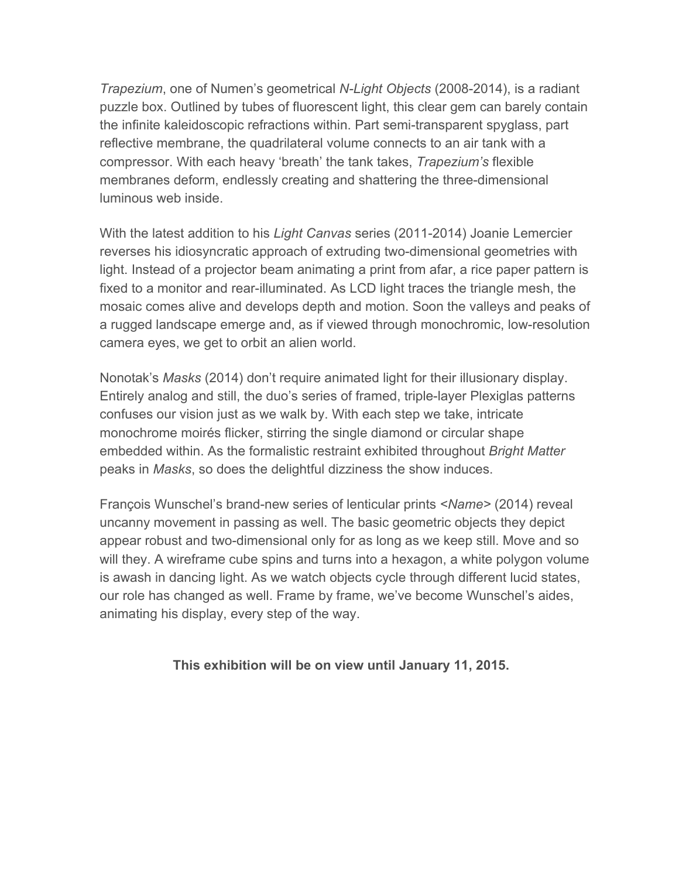*Trapezium*, one of Numen's geometrical *N-Light Objects* (2008-2014), is a radiant puzzle box. Outlined by tubes of fluorescent light, this clear gem can barely contain the infinite kaleidoscopic refractions within. Part semi-transparent spyglass, part reflective membrane, the quadrilateral volume connects to an air tank with a compressor. With each heavy 'breath' the tank takes, *Trapezium's* flexible membranes deform, endlessly creating and shattering the three-dimensional luminous web inside.

With the latest addition to his *Light Canvas* series (2011-2014) Joanie Lemercier reverses his idiosyncratic approach of extruding two-dimensional geometries with light. Instead of a projector beam animating a print from afar, a rice paper pattern is fixed to a monitor and rear-illuminated. As LCD light traces the triangle mesh, the mosaic comes alive and develops depth and motion. Soon the valleys and peaks of a rugged landscape emerge and, as if viewed through monochromic, low-resolution camera eyes, we get to orbit an alien world.

Nonotak's *Masks* (2014) don't require animated light for their illusionary display. Entirely analog and still, the duo's series of framed, triple-layer Plexiglas patterns confuses our vision just as we walk by. With each step we take, intricate monochrome moirés flicker, stirring the single diamond or circular shape embedded within. As the formalistic restraint exhibited throughout *Bright Matter* peaks in *Masks*, so does the delightful dizziness the show induces.

François Wunschel's brand-new series of lenticular prints <*Name*> (2014) reveal uncanny movement in passing as well. The basic geometric objects they depict appear robust and two-dimensional only for as long as we keep still. Move and so will they. A wireframe cube spins and turns into a hexagon, a white polygon volume is awash in dancing light. As we watch objects cycle through different lucid states, our role has changed as well. Frame by frame, we've become Wunschel's aides, animating his display, every step of the way.

**This exhibition will be on view until January 11, 2015.**